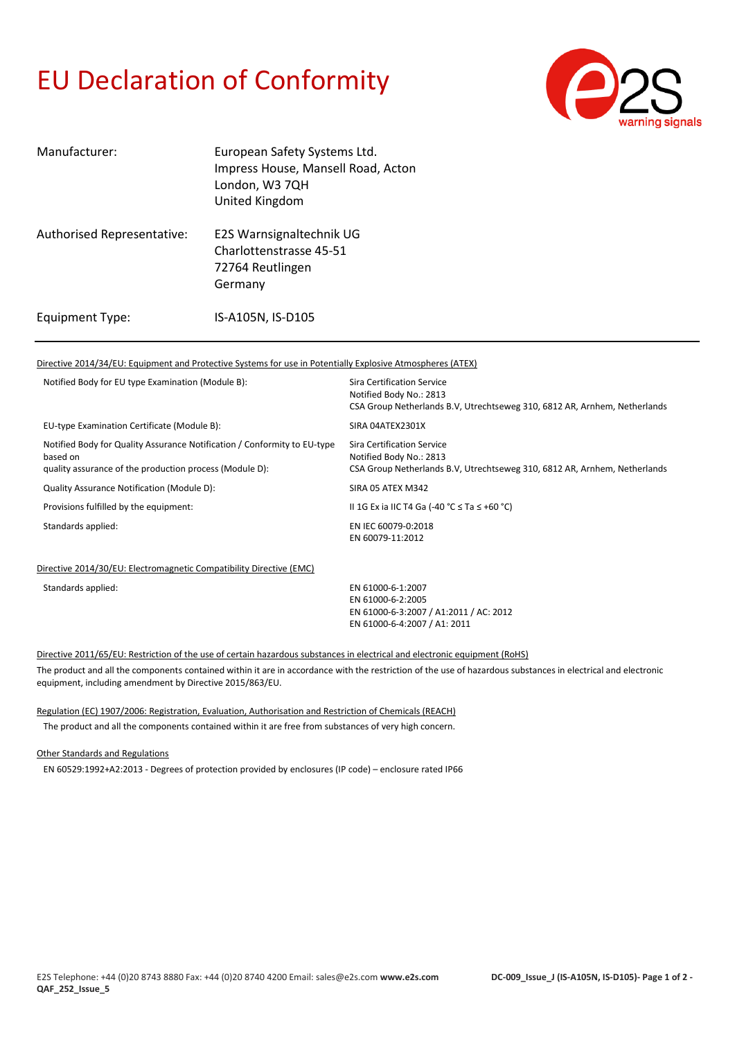# EU Declaration of Conformity

| | |
|---|---|
| Manufacturer: | European Safety Systems Ltd.<br>Impress House, Mansell Road, Acton<br>London, W3 7QH<br>United Kingdom |
| Authorised Representative: | E2S Warnsignaltechnik UG<br>Charlottenstrasse 45-51<br>72764 Reutlingen<br>Germany |
| Equipment Type: | IS-A105N, IS-D105 |

---

Directive 2014/34/EU: Equipment and Protective Systems for use in Potentially Explosive Atmospheres (ATEX)

| | |
|---|---|
| Notified Body for EU type Examination (Module B): | Sira Certification Service<br>Notified Body No.: 2813<br>CSA Group Netherlands B.V, Utrechtseweg 310, 6812 AR, Arnhem, Netherlands |
| EU-type Examination Certificate (Module B): | SIRA 04ATEX2301X |
| Notified Body for Quality Assurance Notification / Conformity to EU-type based on quality assurance of the production process (Module D): | Sira Certification Service<br>Notified Body No.: 2813<br>CSA Group Netherlands B.V, Utrechtseweg 310, 6812 AR, Arnhem, Netherlands |
| Quality Assurance Notification (Module D): | SIRA 05 ATEX M342 |
| Provisions fulfilled by the equipment: | II 1G Ex ia IIC T4 Ga (-40 °C ≤ Ta ≤ +60 °C) |
| Standards applied: | EN IEC 60079-0:2018<br>EN 60079-11:2012 |

Directive 2014/30/EU: Electromagnetic Compatibility Directive (EMC)

| | |
|---|---|
| Standards applied: | EN 61000-6-1:2007<br>EN 61000-6-2:2005<br>EN 61000-6-3:2007 / A1:2011 / AC: 2012<br>EN 61000-6-4:2007 / A1: 2011 |

Directive 2011/65/EU: Restriction of the use of certain hazardous substances in electrical and electronic equipment (RoHS)

The product and all the components contained within it are in accordance with the restriction of the use of hazardous substances in electrical and electronic equipment, including amendment by Directive 2015/863/EU.

Regulation (EC) 1907/2006: Registration, Evaluation, Authorisation and Restriction of Chemicals (REACH)

The product and all the components contained within it are free from substances of very high concern.

Other Standards and Regulations

EN 60529:1992+A2:2013 - Degrees of protection provided by enclosures (IP code) – enclosure rated IP66

E2S Telephone: +44 (0)20 8743 8880 Fax: +44 (0)20 8740 4200 Email: sales@e2s.com **www.e2s.com** **DC-009_Issue_J (IS-A105N, IS-D105)** **QAF_252_Issue_5**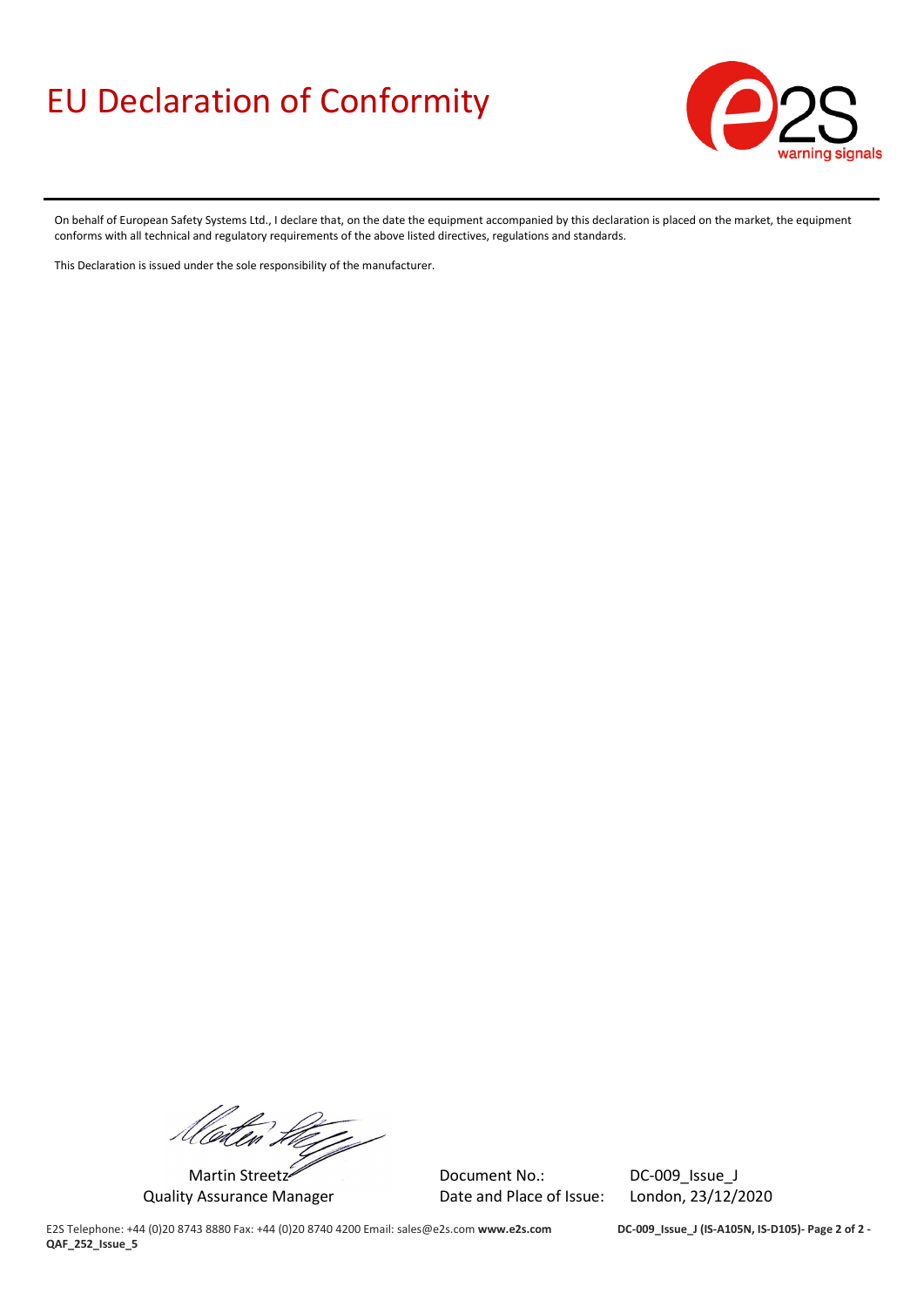# EU Declaration of Conformity

On behalf of European Safety Systems Ltd., I declare that, on the date the equipment accompanied by this declaration is placed on the market, the equipment conforms with all technical and regulatory requirements of the above listed directives, regulations and standards.

This Declaration is issued under the sole responsibility of the manufacturer.

Martin Streetz
Quality Assurance Manager

Document No.: DC-009_Issue_J
Date and Place of Issue: London, 23/12/2020